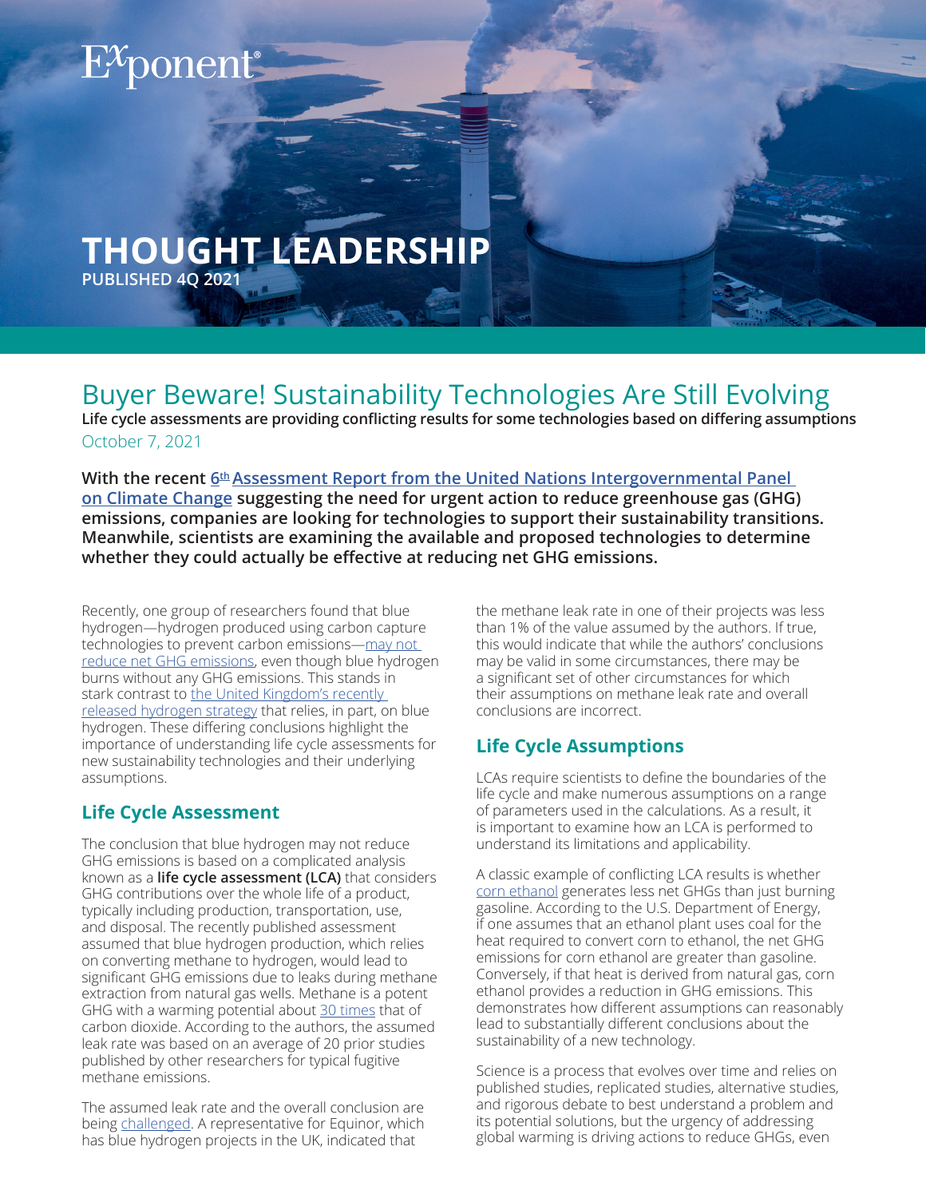Exponent®

**THOUGHT LEADERSHIP**
**PUBLISHED 4Q 2021**

# Buyer Beware! Sustainability Technologies Are Still Evolving

**Life cycle assessments are providing conflicting results for some technologies based on differing assumptions**

October 7, 2021

**With the recent 6th Assessment Report from the United Nations Intergovernmental Panel on Climate Change suggesting the need for urgent action to reduce greenhouse gas (GHG) emissions, companies are looking for technologies to support their sustainability transitions. Meanwhile, scientists are examining the available and proposed technologies to determine whether they could actually be effective at reducing net GHG emissions.**

Recently, one group of researchers found that blue hydrogen—hydrogen produced using carbon capture technologies to prevent carbon emissions—may not reduce net GHG emissions, even though blue hydrogen burns without any GHG emissions. This stands in stark contrast to the United Kingdom's recently released hydrogen strategy that relies, in part, on blue hydrogen. These differing conclusions highlight the importance of understanding life cycle assessments for new sustainability technologies and their underlying assumptions.

## Life Cycle Assessment

The conclusion that blue hydrogen may not reduce GHG emissions is based on a complicated analysis known as a **life cycle assessment (LCA)** that considers GHG contributions over the whole life of a product, typically including production, transportation, use, and disposal. The recently published assessment assumed that blue hydrogen production, which relies on converting methane to hydrogen, would lead to significant GHG emissions due to leaks during methane extraction from natural gas wells. Methane is a potent GHG with a warming potential about 30 times that of carbon dioxide. According to the authors, the assumed leak rate was based on an average of 20 prior studies published by other researchers for typical fugitive methane emissions.

The assumed leak rate and the overall conclusion are being challenged. A representative for Equinor, which has blue hydrogen projects in the UK, indicated that the methane leak rate in one of their projects was less than 1% of the value assumed by the authors. If true, this would indicate that while the authors' conclusions may be valid in some circumstances, there may be a significant set of other circumstances for which their assumptions on methane leak rate and overall conclusions are incorrect.

## Life Cycle Assumptions

LCAs require scientists to define the boundaries of the life cycle and make numerous assumptions on a range of parameters used in the calculations. As a result, it is important to examine how an LCA is performed to understand its limitations and applicability.

A classic example of conflicting LCA results is whether corn ethanol generates less net GHGs than just burning gasoline. According to the U.S. Department of Energy, if one assumes that an ethanol plant uses coal for the heat required to convert corn to ethanol, the net GHG emissions for corn ethanol are greater than gasoline. Conversely, if that heat is derived from natural gas, corn ethanol provides a reduction in GHG emissions. This demonstrates how different assumptions can reasonably lead to substantially different conclusions about the sustainability of a new technology.

Science is a process that evolves over time and relies on published studies, replicated studies, alternative studies, and rigorous debate to best understand a problem and its potential solutions, but the urgency of addressing global warming is driving actions to reduce GHGs, even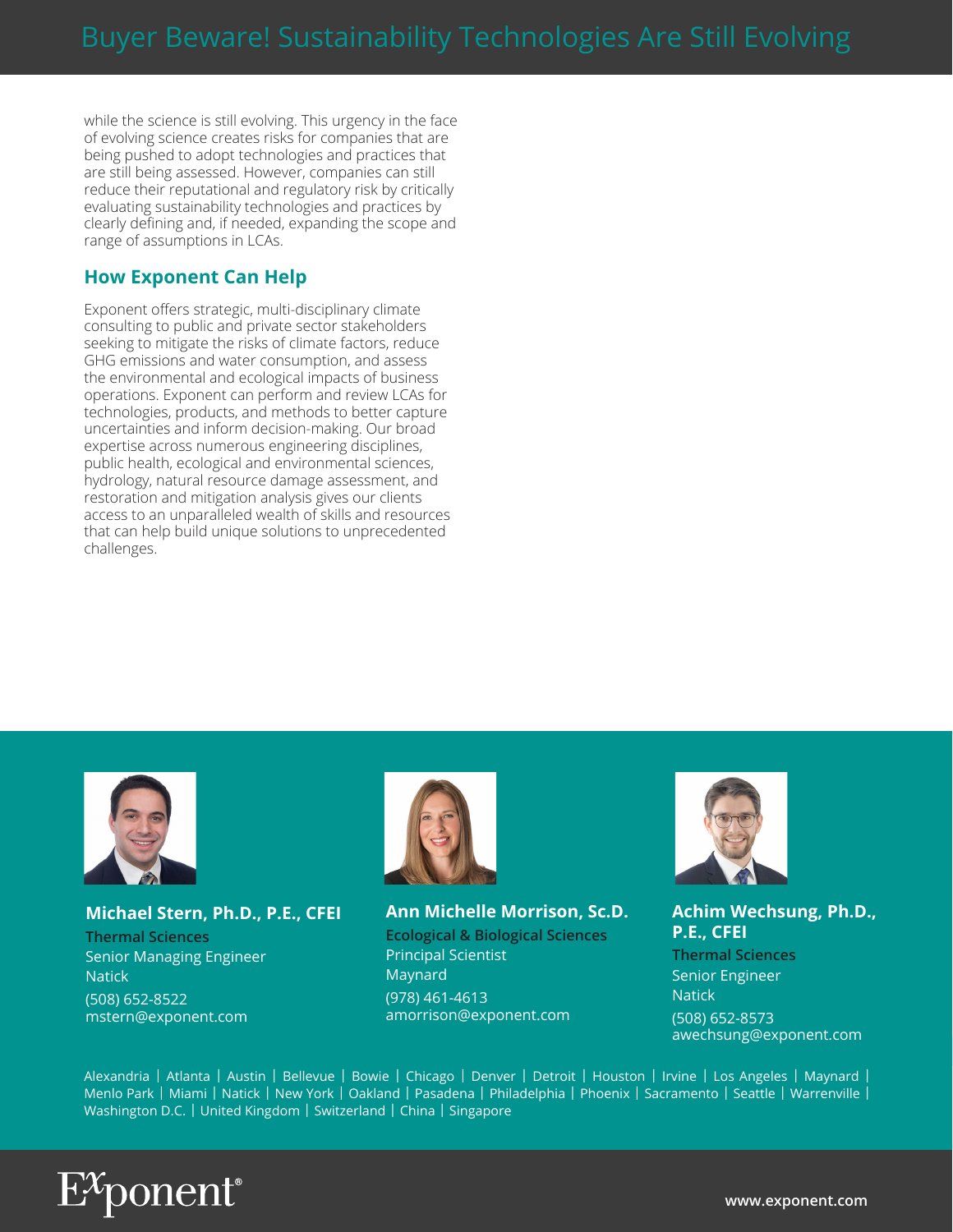while the science is still evolving. This urgency in the face of evolving science creates risks for companies that are being pushed to adopt technologies and practices that are still being assessed. However, companies can still reduce their reputational and regulatory risk by critically evaluating sustainability technologies and practices by clearly defining and, if needed, expanding the scope and range of assumptions in LCAs.

## How Exponent Can Help

Exponent offers strategic, multi-disciplinary climate consulting to public and private sector stakeholders seeking to mitigate the risks of climate factors, reduce GHG emissions and water consumption, and assess the environmental and ecological impacts of business operations. Exponent can perform and review LCAs for technologies, products, and methods to better capture uncertainties and inform decision-making. Our broad expertise across numerous engineering disciplines, public health, ecological and environmental sciences, hydrology, natural resource damage assessment, and restoration and mitigation analysis gives our clients access to an unparalleled wealth of skills and resources that can help build unique solutions to unprecedented challenges.

**Michael Stern, Ph.D., P.E., CFEI**
Thermal Sciences
Senior Managing Engineer
Natick
(508) 652-8522
mstern@exponent.com

**Ann Michelle Morrison, Sc.D.**
Ecological & Biological Sciences
Principal Scientist
Maynard
(978) 461-4613
amorrison@exponent.com

**Achim Wechsung, Ph.D., P.E., CFEI**
Thermal Sciences
Senior Engineer
Natick
(508) 652-8573
awechsung@exponent.com

Alexandria | Atlanta | Austin | Bellevue | Bowie | Chicago | Denver | Detroit | Houston | Irvine | Los Angeles | Maynard | Menlo Park | Miami | Natick | New York | Oakland | Pasadena | Philadelphia | Phoenix | Sacramento | Seattle | Warrenville | Washington D.C. | United Kingdom | Switzerland | China | Singapore

Exponent®

www.exponent.com